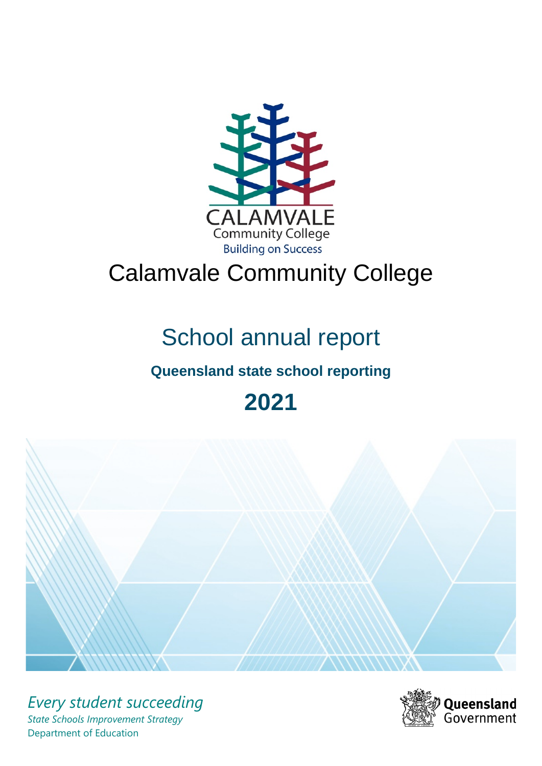CALAMVALE
Community College
Building on Success

# Calamvale Community College

## School annual report

### Queensland state school reporting

## 2021

*Every student succeeding*

*State Schools Improvement Strategy*

Department of Education

Queensland Government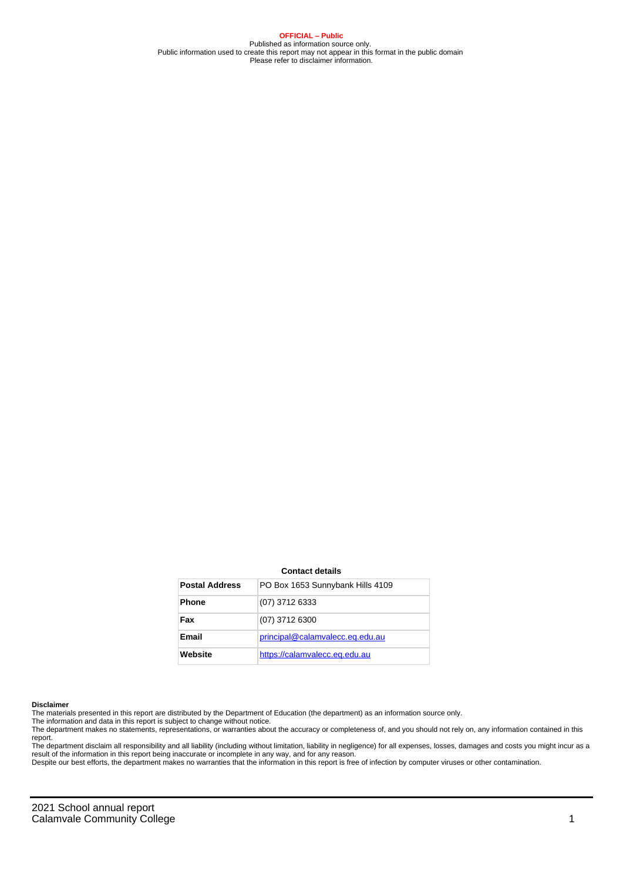**OFFICIAL – Public**
Published as information source only.
Public information used to create this report may not appear in this format in the public domain
Please refer to disclaimer information.

**Contact details**

| Postal Address | PO Box 1653 Sunnybank Hills 4109 |
| --- | --- |
| Phone | (07) 3712 6333 |
| Fax | (07) 3712 6300 |
| Email | principal@calamvalecc.eq.edu.au |
| Website | https://calamvalecc.eq.edu.au |

**Disclaimer**

The materials presented in this report are distributed by the Department of Education (the department) as an information source only.

The information and data in this report is subject to change without notice.

The department makes no statements, representations, or warranties about the accuracy or completeness of, and you should not rely on, any information contained in this report.

The department disclaim all responsibility and all liability (including without limitation, liability in negligence) for all expenses, losses, damages and costs you might incur as a result of the information in this report being inaccurate or incomplete in any way, and for any reason.

Despite our best efforts, the department makes no warranties that the information in this report is free of infection by computer viruses or other contamination.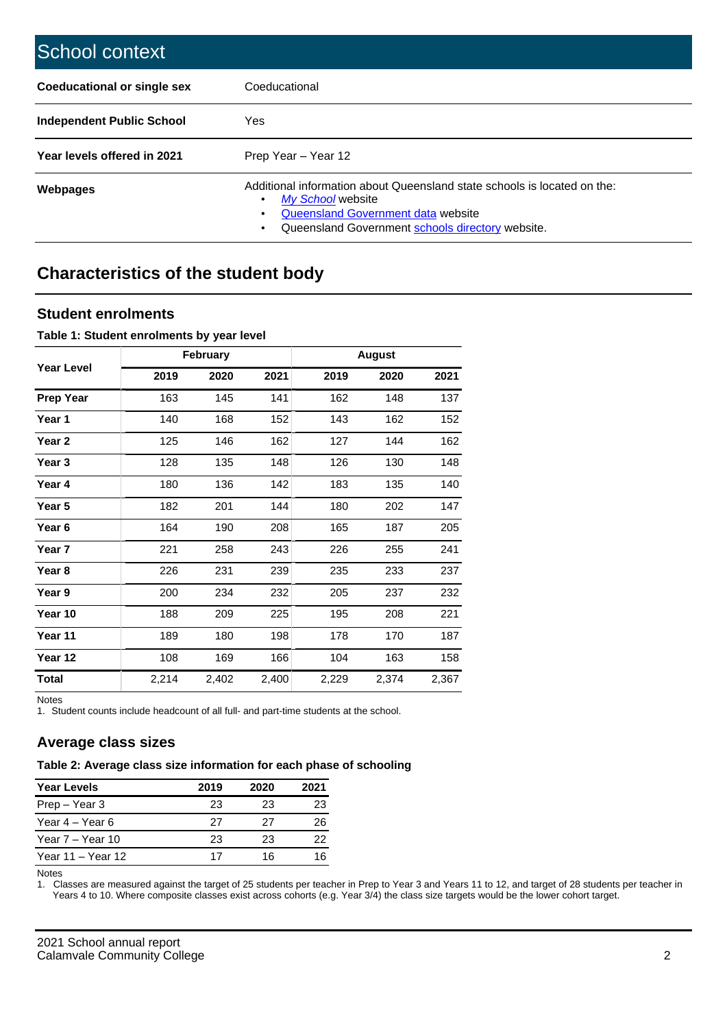## School context

| | |
|---|---|
| **Coeducational or single sex** | Coeducational |
| **Independent Public School** | Yes |
| **Year levels offered in 2021** | Prep Year – Year 12 |
| **Webpages** | Additional information about Queensland state schools is located on the: <br>• *My School* website <br>• Queensland Government data website <br>• Queensland Government schools directory website. |

## Characteristics of the student body

### Student enrolments

**Table 1: Student enrolments by year level**

| Year Level | February | | | August | | |
|---|---|---|---|---|---|---|
| | 2019 | 2020 | 2021 | 2019 | 2020 | 2021 |
| **Prep Year** | 163 | 145 | 141 | 162 | 148 | 137 |
| **Year 1** | 140 | 168 | 152 | 143 | 162 | 152 |
| **Year 2** | 125 | 146 | 162 | 127 | 144 | 162 |
| **Year 3** | 128 | 135 | 148 | 126 | 130 | 148 |
| **Year 4** | 180 | 136 | 142 | 183 | 135 | 140 |
| **Year 5** | 182 | 201 | 144 | 180 | 202 | 147 |
| **Year 6** | 164 | 190 | 208 | 165 | 187 | 205 |
| **Year 7** | 221 | 258 | 243 | 226 | 255 | 241 |
| **Year 8** | 226 | 231 | 239 | 235 | 233 | 237 |
| **Year 9** | 200 | 234 | 232 | 205 | 237 | 232 |
| **Year 10** | 188 | 209 | 225 | 195 | 208 | 221 |
| **Year 11** | 189 | 180 | 198 | 178 | 170 | 187 |
| **Year 12** | 108 | 169 | 166 | 104 | 163 | 158 |
| **Total** | 2,214 | 2,402 | 2,400 | 2,229 | 2,374 | 2,367 |

Notes

1. Student counts include headcount of all full- and part-time students at the school.

### Average class sizes

**Table 2: Average class size information for each phase of schooling**

| Year Levels | 2019 | 2020 | 2021 |
|---|---|---|---|
| Prep – Year 3 | 23 | 23 | 23 |
| Year 4 – Year 6 | 27 | 27 | 26 |
| Year 7 – Year 10 | 23 | 23 | 22 |
| Year 11 – Year 12 | 17 | 16 | 16 |

Notes

1. Classes are measured against the target of 25 students per teacher in Prep to Year 3 and Years 11 to 12, and target of 28 students per teacher in Years 4 to 10. Where composite classes exist across cohorts (e.g. Year 3/4) the class size targets would be the lower cohort target.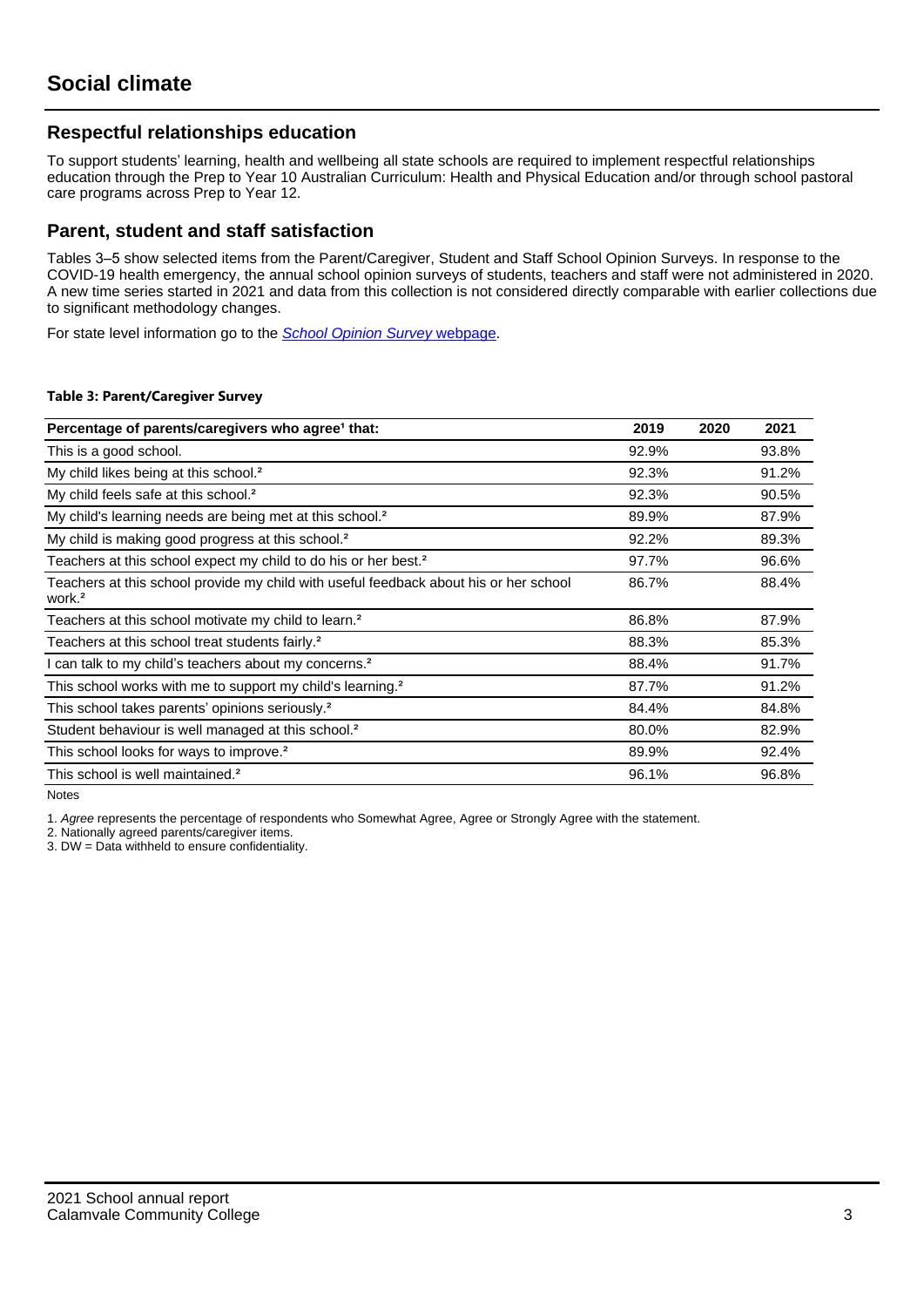# Social climate

## Respectful relationships education

To support students' learning, health and wellbeing all state schools are required to implement respectful relationships education through the Prep to Year 10 Australian Curriculum: Health and Physical Education and/or through school pastoral care programs across Prep to Year 12.

## Parent, student and staff satisfaction

Tables 3–5 show selected items from the Parent/Caregiver, Student and Staff School Opinion Surveys. In response to the COVID-19 health emergency, the annual school opinion surveys of students, teachers and staff were not administered in 2020. A new time series started in 2021 and data from this collection is not considered directly comparable with earlier collections due to significant methodology changes.

For state level information go to the *School Opinion Survey* webpage.

**Table 3: Parent/Caregiver Survey**

| Percentage of parents/caregivers who agree[1] that: | 2019 | 2020 | 2021 |
|---|---|---|---|
| This is a good school. | 92.9% | | 93.8% |
| My child likes being at this school.[2] | 92.3% | | 91.2% |
| My child feels safe at this school.[2] | 92.3% | | 90.5% |
| My child's learning needs are being met at this school.[2] | 89.9% | | 87.9% |
| My child is making good progress at this school.[2] | 92.2% | | 89.3% |
| Teachers at this school expect my child to do his or her best.[2] | 97.7% | | 96.6% |
| Teachers at this school provide my child with useful feedback about his or her school work.[2] | 86.7% | | 88.4% |
| Teachers at this school motivate my child to learn.[2] | 86.8% | | 87.9% |
| Teachers at this school treat students fairly.[2] | 88.3% | | 85.3% |
| I can talk to my child's teachers about my concerns.[2] | 88.4% | | 91.7% |
| This school works with me to support my child's learning.[2] | 87.7% | | 91.2% |
| This school takes parents' opinions seriously.[2] | 84.4% | | 84.8% |
| Student behaviour is well managed at this school.[2] | 80.0% | | 82.9% |
| This school looks for ways to improve.[2] | 89.9% | | 92.4% |
| This school is well maintained.[2] | 96.1% | | 96.8% |

Notes

1. *Agree* represents the percentage of respondents who Somewhat Agree, Agree or Strongly Agree with the statement.
2. Nationally agreed parents/caregiver items.
3. DW = Data withheld to ensure confidentiality.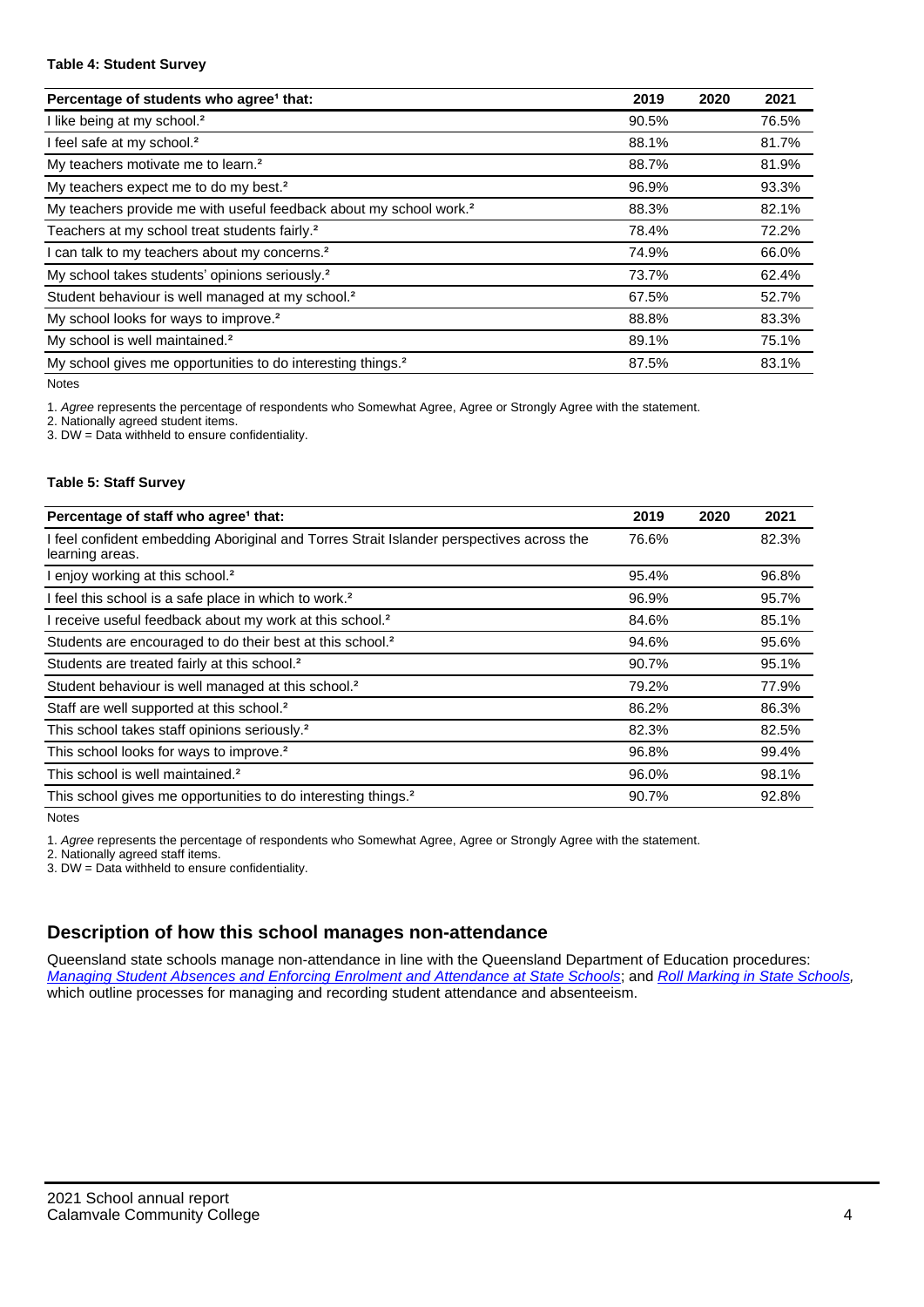**Table 4: Student Survey**

| Percentage of students who agree[1] that: | 2019 | 2020 | 2021 |
|---|---|---|---|
| I like being at my school.[2] | 90.5% | | 76.5% |
| I feel safe at my school.[2] | 88.1% | | 81.7% |
| My teachers motivate me to learn.[2] | 88.7% | | 81.9% |
| My teachers expect me to do my best.[2] | 96.9% | | 93.3% |
| My teachers provide me with useful feedback about my school work.[2] | 88.3% | | 82.1% |
| Teachers at my school treat students fairly.[2] | 78.4% | | 72.2% |
| I can talk to my teachers about my concerns.[2] | 74.9% | | 66.0% |
| My school takes students' opinions seriously.[2] | 73.7% | | 62.4% |
| Student behaviour is well managed at my school.[2] | 67.5% | | 52.7% |
| My school looks for ways to improve.[2] | 88.8% | | 83.3% |
| My school is well maintained.[2] | 89.1% | | 75.1% |
| My school gives me opportunities to do interesting things.[2] | 87.5% | | 83.1% |

Notes

1. *Agree* represents the percentage of respondents who Somewhat Agree, Agree or Strongly Agree with the statement.
2. Nationally agreed student items.
3. DW = Data withheld to ensure confidentiality.

**Table 5: Staff Survey**

| Percentage of staff who agree[1] that: | 2019 | 2020 | 2021 |
|---|---|---|---|
| I feel confident embedding Aboriginal and Torres Strait Islander perspectives across the learning areas. | 76.6% | | 82.3% |
| I enjoy working at this school.[2] | 95.4% | | 96.8% |
| I feel this school is a safe place in which to work.[2] | 96.9% | | 95.7% |
| I receive useful feedback about my work at this school.[2] | 84.6% | | 85.1% |
| Students are encouraged to do their best at this school.[2] | 94.6% | | 95.6% |
| Students are treated fairly at this school.[2] | 90.7% | | 95.1% |
| Student behaviour is well managed at this school.[2] | 79.2% | | 77.9% |
| Staff are well supported at this school.[2] | 86.2% | | 86.3% |
| This school takes staff opinions seriously.[2] | 82.3% | | 82.5% |
| This school looks for ways to improve.[2] | 96.8% | | 99.4% |
| This school is well maintained.[2] | 96.0% | | 98.1% |
| This school gives me opportunities to do interesting things.[2] | 90.7% | | 92.8% |

Notes

1. *Agree* represents the percentage of respondents who Somewhat Agree, Agree or Strongly Agree with the statement.
2. Nationally agreed staff items.
3. DW = Data withheld to ensure confidentiality.

## Description of how this school manages non-attendance

Queensland state schools manage non-attendance in line with the Queensland Department of Education procedures: *Managing Student Absences and Enforcing Enrolment and Attendance at State Schools*; and *Roll Marking in State Schools*, which outline processes for managing and recording student attendance and absenteeism.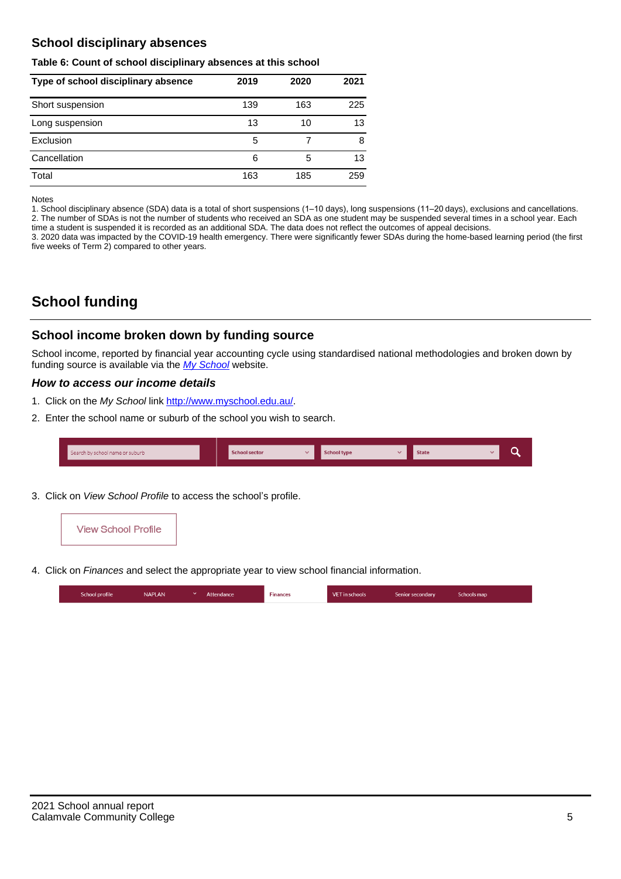## School disciplinary absences

**Table 6: Count of school disciplinary absences at this school**

| Type of school disciplinary absence | 2019 | 2020 | 2021 |
|---|---|---|---|
| Short suspension | 139 | 163 | 225 |
| Long suspension | 13 | 10 | 13 |
| Exclusion | 5 | 7 | 8 |
| Cancellation | 6 | 5 | 13 |
| Total | 163 | 185 | 259 |

Notes
1. School disciplinary absence (SDA) data is a total of short suspensions (1–10 days), long suspensions (11–20 days), exclusions and cancellations.
2. The number of SDAs is not the number of students who received an SDA as one student may be suspended several times in a school year. Each time a student is suspended it is recorded as an additional SDA. The data does not reflect the outcomes of appeal decisions.
3. 2020 data was impacted by the COVID-19 health emergency. There were significantly fewer SDAs during the home-based learning period (the first five weeks of Term 2) compared to other years.

# School funding

## School income broken down by funding source

School income, reported by financial year accounting cycle using standardised national methodologies and broken down by funding source is available via the *My School* website.

### *How to access our income details*

1. Click on the *My School* link http://www.myschool.edu.au/.
2. Enter the school name or suburb of the school you wish to search.

Search by school name or suburb | School sector | School type | State

3. Click on *View School Profile* to access the school's profile.

View School Profile

4. Click on *Finances* and select the appropriate year to view school financial information.

School profile | NAPLAN | Attendance | Finances | VET in schools | Senior secondary | Schools map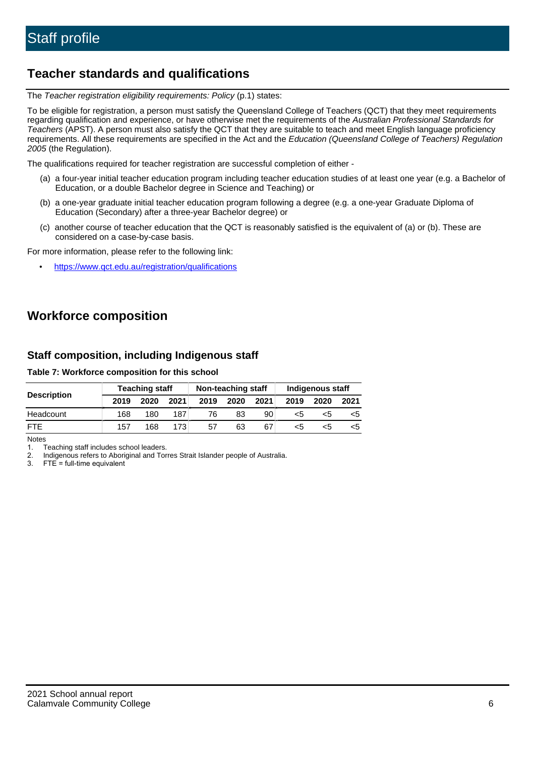# Staff profile

## Teacher standards and qualifications

The *Teacher registration eligibility requirements: Policy* (p.1) states:

To be eligible for registration, a person must satisfy the Queensland College of Teachers (QCT) that they meet requirements regarding qualification and experience, or have otherwise met the requirements of the *Australian Professional Standards for Teachers* (APST). A person must also satisfy the QCT that they are suitable to teach and meet English language proficiency requirements. All these requirements are specified in the Act and the *Education (Queensland College of Teachers) Regulation 2005* (the Regulation).

The qualifications required for teacher registration are successful completion of either -

(a) a four-year initial teacher education program including teacher education studies of at least one year (e.g. a Bachelor of Education, or a double Bachelor degree in Science and Teaching) or

(b) a one-year graduate initial teacher education program following a degree (e.g. a one-year Graduate Diploma of Education (Secondary) after a three-year Bachelor degree) or

(c) another course of teacher education that the QCT is reasonably satisfied is the equivalent of (a) or (b). These are considered on a case-by-case basis.

For more information, please refer to the following link:

- https://www.qct.edu.au/registration/qualifications

## Workforce composition

### Staff composition, including Indigenous staff

**Table 7: Workforce composition for this school**

| Description | Teaching staff | | | Non-teaching staff | | | Indigenous staff | | |
|---|---|---|---|---|---|---|---|---|---|
| | 2019 | 2020 | 2021 | 2019 | 2020 | 2021 | 2019 | 2020 | 2021 |
| Headcount | 168 | 180 | 187 | 76 | 83 | 90 | <5 | <5 | <5 |
| FTE | 157 | 168 | 173 | 57 | 63 | 67 | <5 | <5 | <5 |

Notes

1. Teaching staff includes school leaders.
2. Indigenous refers to Aboriginal and Torres Strait Islander people of Australia.
3. FTE = full-time equivalent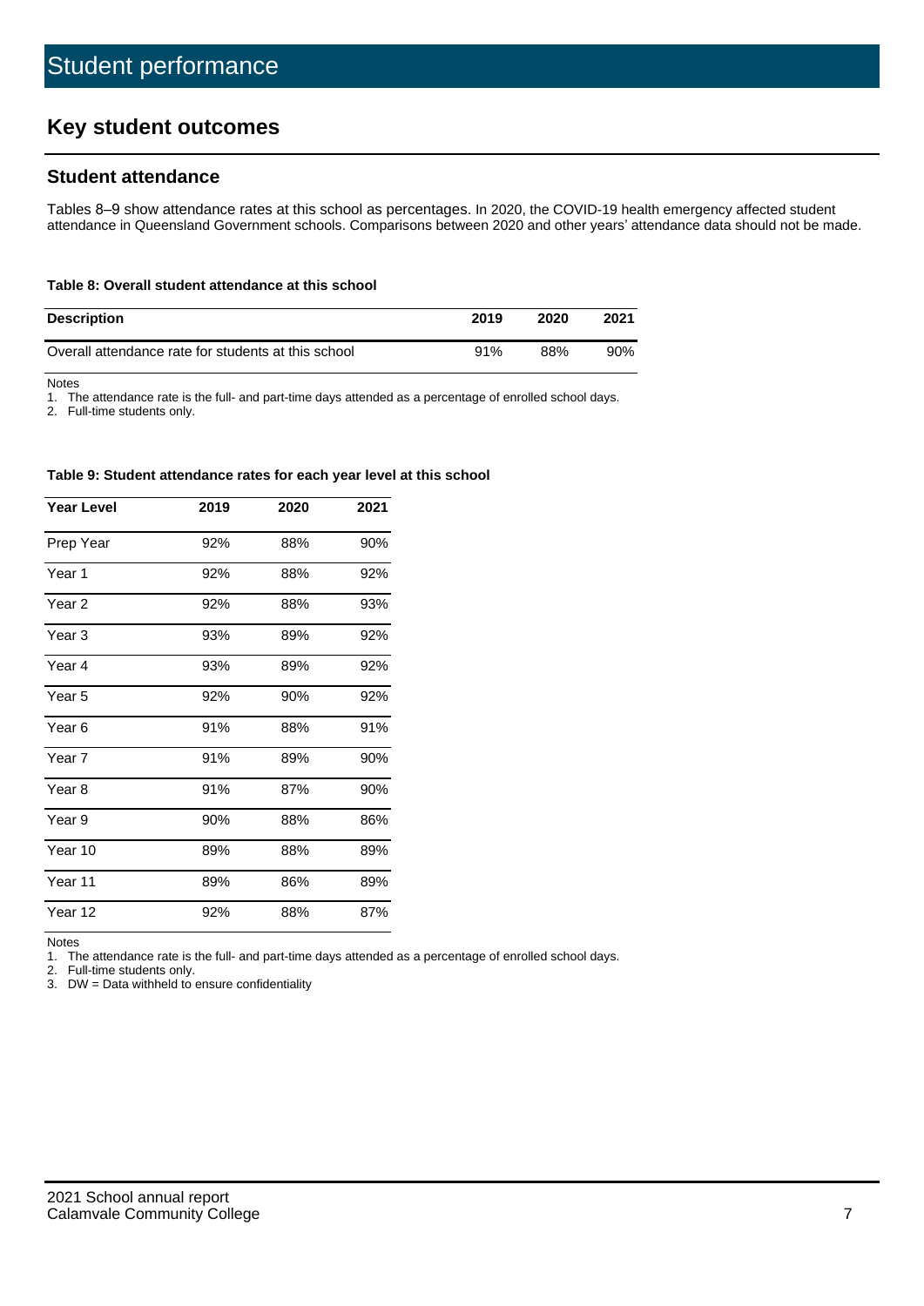# Student performance

## Key student outcomes

### Student attendance

Tables 8–9 show attendance rates at this school as percentages. In 2020, the COVID-19 health emergency affected student attendance in Queensland Government schools. Comparisons between 2020 and other years' attendance data should not be made.

**Table 8: Overall student attendance at this school**

| Description | 2019 | 2020 | 2021 |
|---|---|---|---|
| Overall attendance rate for students at this school | 91% | 88% | 90% |

Notes

1. The attendance rate is the full- and part-time days attended as a percentage of enrolled school days.
2. Full-time students only.

**Table 9: Student attendance rates for each year level at this school**

| Year Level | 2019 | 2020 | 2021 |
|---|---|---|---|
| Prep Year | 92% | 88% | 90% |
| Year 1 | 92% | 88% | 92% |
| Year 2 | 92% | 88% | 93% |
| Year 3 | 93% | 89% | 92% |
| Year 4 | 93% | 89% | 92% |
| Year 5 | 92% | 90% | 92% |
| Year 6 | 91% | 88% | 91% |
| Year 7 | 91% | 89% | 90% |
| Year 8 | 91% | 87% | 90% |
| Year 9 | 90% | 88% | 86% |
| Year 10 | 89% | 88% | 89% |
| Year 11 | 89% | 86% | 89% |
| Year 12 | 92% | 88% | 87% |

Notes

1. The attendance rate is the full- and part-time days attended as a percentage of enrolled school days.
2. Full-time students only.
3. DW = Data withheld to ensure confidentiality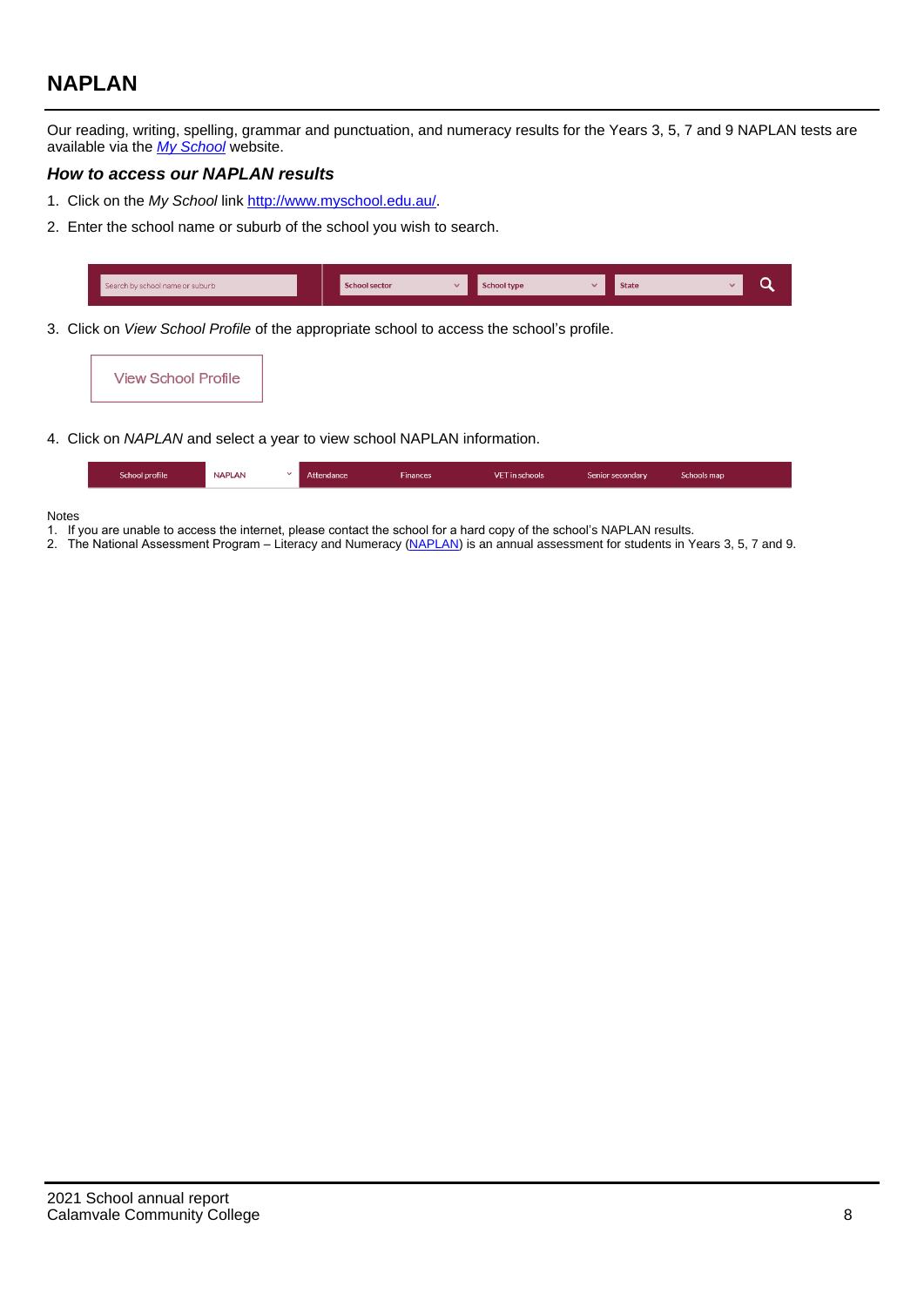## NAPLAN

Our reading, writing, spelling, grammar and punctuation, and numeracy results for the Years 3, 5, 7 and 9 NAPLAN tests are available via the *My School* website.

### *How to access our NAPLAN results*

1. Click on the *My School* link http://www.myschool.edu.au/.
2. Enter the school name or suburb of the school you wish to search.
3. Click on *View School Profile* of the appropriate school to access the school's profile.
4. Click on *NAPLAN* and select a year to view school NAPLAN information.

Notes

1. If you are unable to access the internet, please contact the school for a hard copy of the school's NAPLAN results.
2. The National Assessment Program – Literacy and Numeracy (NAPLAN) is an annual assessment for students in Years 3, 5, 7 and 9.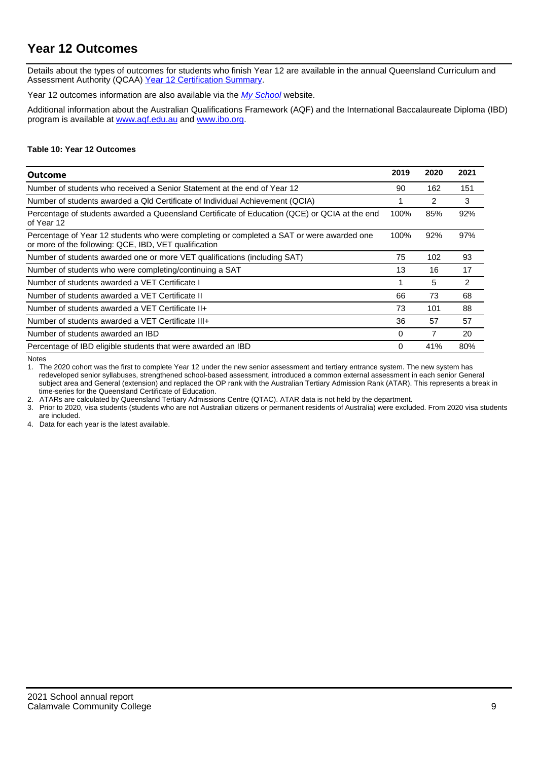## Year 12 Outcomes

Details about the types of outcomes for students who finish Year 12 are available in the annual Queensland Curriculum and Assessment Authority (QCAA) Year 12 Certification Summary.

Year 12 outcomes information are also available via the *My School* website.

Additional information about the Australian Qualifications Framework (AQF) and the International Baccalaureate Diploma (IBD) program is available at www.aqf.edu.au and www.ibo.org.

**Table 10: Year 12 Outcomes**

| Outcome | 2019 | 2020 | 2021 |
| --- | --- | --- | --- |
| Number of students who received a Senior Statement at the end of Year 12 | 90 | 162 | 151 |
| Number of students awarded a Qld Certificate of Individual Achievement (QCIA) | 1 | 2 | 3 |
| Percentage of students awarded a Queensland Certificate of Education (QCE) or QCIA at the end of Year 12 | 100% | 85% | 92% |
| Percentage of Year 12 students who were completing or completed a SAT or were awarded one or more of the following: QCE, IBD, VET qualification | 100% | 92% | 97% |
| Number of students awarded one or more VET qualifications (including SAT) | 75 | 102 | 93 |
| Number of students who were completing/continuing a SAT | 13 | 16 | 17 |
| Number of students awarded a VET Certificate I | 1 | 5 | 2 |
| Number of students awarded a VET Certificate II | 66 | 73 | 68 |
| Number of students awarded a VET Certificate II+ | 73 | 101 | 88 |
| Number of students awarded a VET Certificate III+ | 36 | 57 | 57 |
| Number of students awarded an IBD | 0 | 7 | 20 |
| Percentage of IBD eligible students that were awarded an IBD | 0 | 41% | 80% |

Notes

1. The 2020 cohort was the first to complete Year 12 under the new senior assessment and tertiary entrance system. The new system has redeveloped senior syllabuses, strengthened school-based assessment, introduced a common external assessment in each senior General subject area and General (extension) and replaced the OP rank with the Australian Tertiary Admission Rank (ATAR). This represents a break in time-series for the Queensland Certificate of Education.
2. ATARs are calculated by Queensland Tertiary Admissions Centre (QTAC). ATAR data is not held by the department.
3. Prior to 2020, visa students (students who are not Australian citizens or permanent residents of Australia) were excluded. From 2020 visa students are included.
4. Data for each year is the latest available.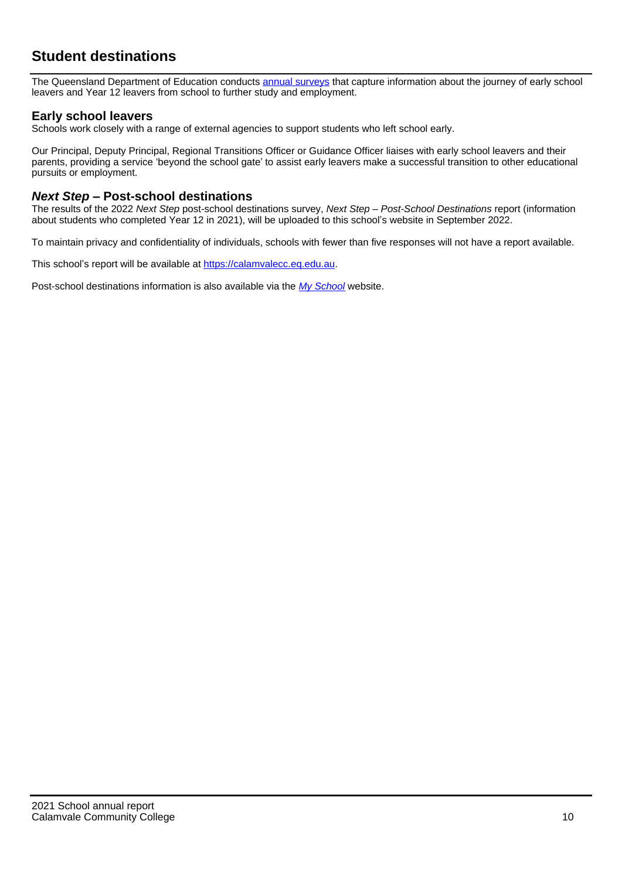## Student destinations

The Queensland Department of Education conducts [annual surveys](#) that capture information about the journey of early school leavers and Year 12 leavers from school to further study and employment.

### Early school leavers

Schools work closely with a range of external agencies to support students who left school early.

Our Principal, Deputy Principal, Regional Transitions Officer or Guidance Officer liaises with early school leavers and their parents, providing a service 'beyond the school gate' to assist early leavers make a successful transition to other educational pursuits or employment.

### *Next Step* – Post-school destinations

The results of the 2022 *Next Step* post-school destinations survey, *Next Step – Post-School Destinations* report (information about students who completed Year 12 in 2021), will be uploaded to this school's website in September 2022.

To maintain privacy and confidentiality of individuals, schools with fewer than five responses will not have a report available.

This school's report will be available at [https://calamvalecc.eq.edu.au](https://calamvalecc.eq.edu.au).

Post-school destinations information is also available via the [*My School*](#) website.